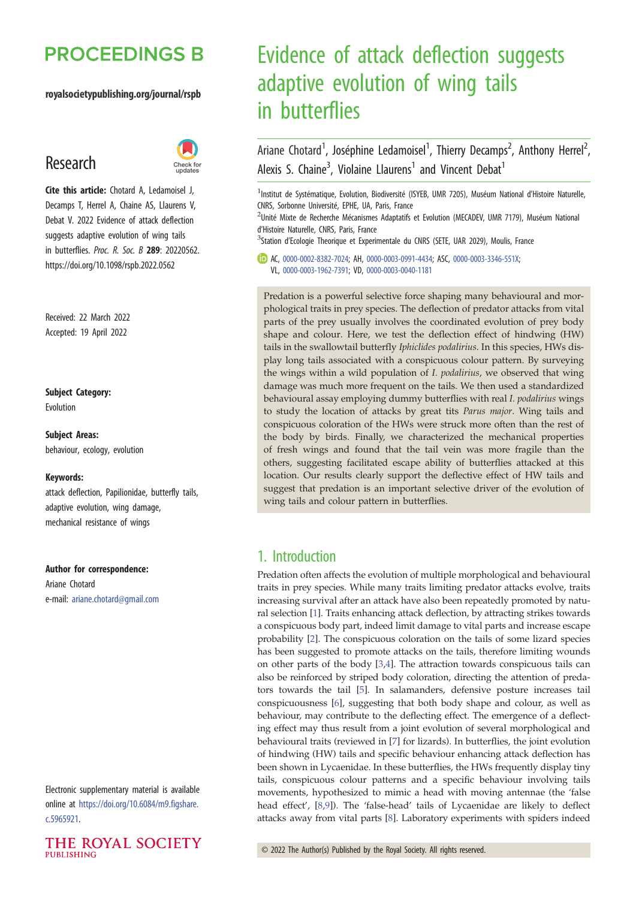# Evidence of attack deflection suggests adaptive evolution of wing tails in butterflies

Ariane Chotard[1], Joséphine Ledamoisel[1], Thierry Decamps[2], Anthony Herrel[2], Alexis S. Chaine[3], Violaine Llaurens[1] and Vincent Debat[1]

[1]Institut de Systématique, Evolution, Biodiversité (ISYEB, UMR 7205), Muséum National d'Histoire Naturelle, CNRS, Sorbonne Université, EPHE, UA, Paris, France

[2]Unité Mixte de Recherche Mécanismes Adaptatifs et Evolution (MECADEV, UMR 7179), Muséum National d'Histoire Naturelle, CNRS, Paris, France

[3]Station d'Ecologie Theorique et Experimentale du CNRS (SETE, UAR 2029), Moulis, France

AC, 0000-0002-8382-7024; AH, 0000-0003-0991-4434; ASC, 0000-0003-3346-551X; VL, 0000-0003-1962-7391; VD, 0000-0003-0040-1181

**Research**

**Cite this article:** Chotard A, Ledamoisel J, Decamps T, Herrel A, Chaine AS, Llaurens V, Debat V. 2022 Evidence of attack deflection suggests adaptive evolution of wing tails in butterflies. *Proc. R. Soc. B* **289**: 20220562. https://doi.org/10.1098/rspb.2022.0562

Received: 22 March 2022
Accepted: 19 April 2022

**Subject Category:**
Evolution

**Subject Areas:**
behaviour, ecology, evolution

**Keywords:**
attack deflection, Papilionidae, butterfly tails, adaptive evolution, wing damage, mechanical resistance of wings

**Author for correspondence:**
Ariane Chotard
e-mail: ariane.chotard@gmail.com

Electronic supplementary material is available online at https://doi.org/10.6084/m9.figshare.c.5965921.

Predation is a powerful selective force shaping many behavioural and morphological traits in prey species. The deflection of predator attacks from vital parts of the prey usually involves the coordinated evolution of prey body shape and colour. Here, we test the deflection effect of hindwing (HW) tails in the swallowtail butterfly *Iphiclides podalirius*. In this species, HWs display long tails associated with a conspicuous colour pattern. By surveying the wings within a wild population of *I. podalirius*, we observed that wing damage was much more frequent on the tails. We then used a standardized behavioural assay employing dummy butterflies with real *I. podalirius* wings to study the location of attacks by great tits *Parus major*. Wing tails and conspicuous coloration of the HWs were struck more often than the rest of the body by birds. Finally, we characterized the mechanical properties of fresh wings and found that the tail vein was more fragile than the others, suggesting facilitated escape ability of butterflies attacked at this location. Our results clearly support the deflective effect of HW tails and suggest that predation is an important selective driver of the evolution of wing tails and colour pattern in butterflies.

## 1. Introduction

Predation often affects the evolution of multiple morphological and behavioural traits in prey species. While many traits limiting predator attacks evolve, traits increasing survival after an attack have also been repeatedly promoted by natural selection [1]. Traits enhancing attack deflection, by attracting strikes towards a conspicuous body part, indeed limit damage to vital parts and increase escape probability [2]. The conspicuous coloration on the tails of some lizard species has been suggested to promote attacks on the tails, therefore limiting wounds on other parts of the body [3,4]. The attraction towards conspicuous tails can also be reinforced by striped body coloration, directing the attention of predators towards the tail [5]. In salamanders, defensive posture increases tail conspicuousness [6], suggesting that both body shape and colour, as well as behaviour, may contribute to the deflecting effect. The emergence of a deflecting effect may thus result from a joint evolution of several morphological and behavioural traits (reviewed in [7] for lizards). In butterflies, the joint evolution of hindwing (HW) tails and specific behaviour enhancing attack deflection has been shown in Lycaenidae. In these butterflies, the HWs frequently display tiny tails, conspicuous colour patterns and a specific behaviour involving tails movements, hypothesized to mimic a head with moving antennae (the 'false head effect', [8,9]). The 'false-head' tails of Lycaenidae are likely to deflect attacks away from vital parts [8]. Laboratory experiments with spiders indeed

© 2022 The Author(s) Published by the Royal Society. All rights reserved.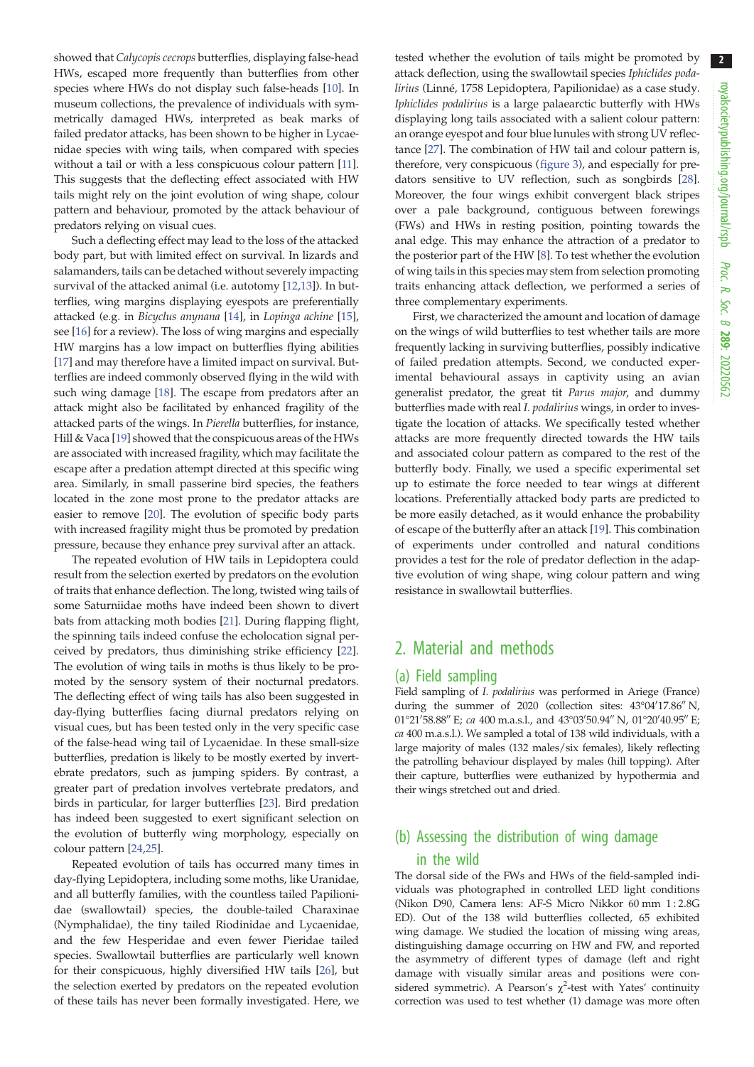showed that *Calycopis cecrops* butterflies, displaying false-head HWs, escaped more frequently than butterflies from other species where HWs do not display such false-heads [10]. In museum collections, the prevalence of individuals with symmetrically damaged HWs, interpreted as beak marks of failed predator attacks, has been shown to be higher in Lycaenidae species with wing tails, when compared with species without a tail or with a less conspicuous colour pattern [11]. This suggests that the deflecting effect associated with HW tails might rely on the joint evolution of wing shape, colour pattern and behaviour, promoted by the attack behaviour of predators relying on visual cues.

Such a deflecting effect may lead to the loss of the attacked body part, but with limited effect on survival. In lizards and salamanders, tails can be detached without severely impacting survival of the attacked animal (i.e. autotomy [12,13]). In butterflies, wing margins displaying eyespots are preferentially attacked (e.g. in *Bicyclus anynana* [14], in *Lopinga achine* [15], see [16] for a review). The loss of wing margins and especially HW margins has a low impact on butterflies flying abilities [17] and may therefore have a limited impact on survival. Butterflies are indeed commonly observed flying in the wild with such wing damage [18]. The escape from predators after an attack might also be facilitated by enhanced fragility of the attacked parts of the wings. In *Pierella* butterflies, for instance, Hill & Vaca [19] showed that the conspicuous areas of the HWs are associated with increased fragility, which may facilitate the escape after a predation attempt directed at this specific wing area. Similarly, in small passerine bird species, the feathers located in the zone most prone to the predator attacks are easier to remove [20]. The evolution of specific body parts with increased fragility might thus be promoted by predation pressure, because they enhance prey survival after an attack.

The repeated evolution of HW tails in Lepidoptera could result from the selection exerted by predators on the evolution of traits that enhance deflection. The long, twisted wing tails of some Saturniidae moths have indeed been shown to divert bats from attacking moth bodies [21]. During flapping flight, the spinning tails indeed confuse the echolocation signal perceived by predators, thus diminishing strike efficiency [22]. The evolution of wing tails in moths is thus likely to be promoted by the sensory system of their nocturnal predators. The deflecting effect of wing tails has also been suggested in day-flying butterflies facing diurnal predators relying on visual cues, but has been tested only in the very specific case of the false-head wing tail of Lycaenidae. In these small-size butterflies, predation is likely to be mostly exerted by invertebrate predators, such as jumping spiders. By contrast, a greater part of predation involves vertebrate predators, and birds in particular, for larger butterflies [23]. Bird predation has indeed been suggested to exert significant selection on the evolution of butterfly wing morphology, especially on colour pattern [24,25].

Repeated evolution of tails has occurred many times in day-flying Lepidoptera, including some moths, like Uranidae, and all butterfly families, with the countless tailed Papilionidae (swallowtail) species, the double-tailed Charaxinae (Nymphalidae), the tiny tailed Riodinidae and Lycaenidae, and the few Hesperidae and even fewer Pieridae tailed species. Swallowtail butterflies are particularly well known for their conspicuous, highly diversified HW tails [26], but the selection exerted by predators on the repeated evolution of these tails has never been formally investigated. Here, we tested whether the evolution of tails might be promoted by attack deflection, using the swallowtail species *Iphiclides podalirius* (Linné, 1758 Lepidoptera, Papilionidae) as a case study. *Iphiclides podalirius* is a large palaearctic butterfly with HWs displaying long tails associated with a salient colour pattern: an orange eyespot and four blue lunules with strong UV reflectance [27]. The combination of HW tail and colour pattern is, therefore, very conspicuous (figure 3), and especially for predators sensitive to UV reflection, such as songbirds [28]. Moreover, the four wings exhibit convergent black stripes over a pale background, contiguous between forewings (FWs) and HWs in resting position, pointing towards the anal edge. This may enhance the attraction of a predator to the posterior part of the HW [8]. To test whether the evolution of wing tails in this species may stem from selection promoting traits enhancing attack deflection, we performed a series of three complementary experiments.

First, we characterized the amount and location of damage on the wings of wild butterflies to test whether tails are more frequently lacking in surviving butterflies, possibly indicative of failed predation attempts. Second, we conducted experimental behavioural assays in captivity using an avian generalist predator, the great tit *Parus major*, and dummy butterflies made with real *I. podalirius* wings, in order to investigate the location of attacks. We specifically tested whether attacks are more frequently directed towards the HW tails and associated colour pattern as compared to the rest of the butterfly body. Finally, we used a specific experimental set up to estimate the force needed to tear wings at different locations. Preferentially attacked body parts are predicted to be more easily detached, as it would enhance the probability of escape of the butterfly after an attack [19]. This combination of experiments under controlled and natural conditions provides a test for the role of predator deflection in the adaptive evolution of wing shape, wing colour pattern and wing resistance in swallowtail butterflies.

## 2. Material and methods

### (a) Field sampling

Field sampling of *I. podalirius* was performed in Ariege (France) during the summer of 2020 (collection sites: 43°04′17.86″ N, 01°21′58.88″ E; *ca* 400 m.a.s.l., and 43°03′50.94″ N, 01°20′40.95″ E; *ca* 400 m.a.s.l.). We sampled a total of 138 wild individuals, with a large majority of males (132 males/six females), likely reflecting the patrolling behaviour displayed by males (hill topping). After their capture, butterflies were euthanized by hypothermia and their wings stretched out and dried.

### (b) Assessing the distribution of wing damage in the wild

The dorsal side of the FWs and HWs of the field-sampled individuals was photographed in controlled LED light conditions (Nikon D90, Camera lens: AF-S Micro Nikkor 60 mm 1 : 2.8G ED). Out of the 138 wild butterflies collected, 65 exhibited wing damage. We studied the location of missing wing areas, distinguishing damage occurring on HW and FW, and reported the asymmetry of different types of damage (left and right damage with visually similar areas and positions were considered symmetric). A Pearson's $\chi^2$-test with Yates' continuity correction was used to test whether (1) damage was more often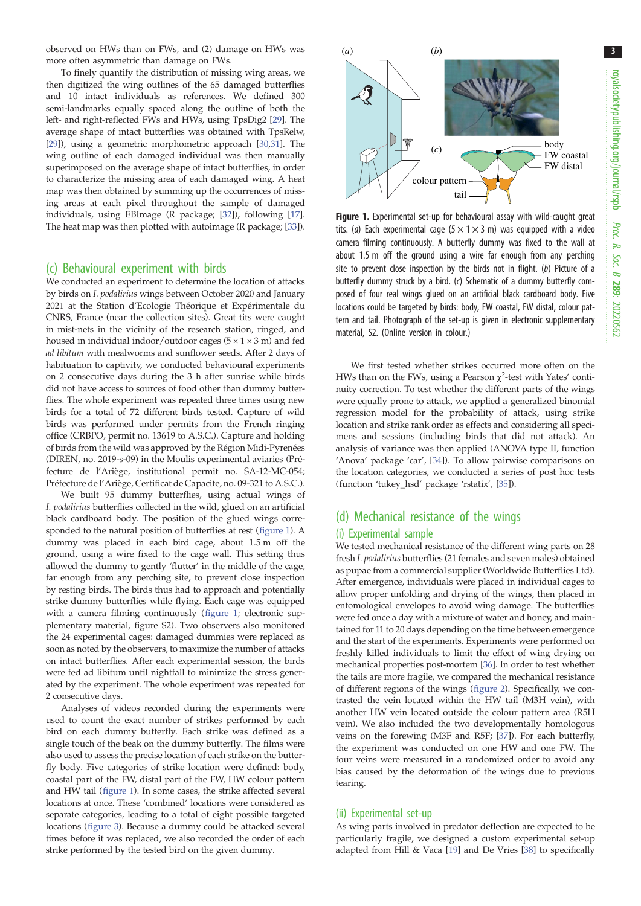observed on HWs than on FWs, and (2) damage on HWs was more often asymmetric than damage on FWs.

To finely quantify the distribution of missing wing areas, we then digitized the wing outlines of the 65 damaged butterflies and 10 intact individuals as references. We defined 300 semi-landmarks equally spaced along the outline of both the left- and right-reflected FWs and HWs, using TpsDig2 [29]. The average shape of intact butterflies was obtained with TpsRelw, [29]), using a geometric morphometric approach [30,31]. The wing outline of each damaged individual was then manually superimposed on the average shape of intact butterflies, in order to characterize the missing area of each damaged wing. A heat map was then obtained by summing up the occurrences of missing areas at each pixel throughout the sample of damaged individuals, using EBImage (R package; [32]), following [17]. The heat map was then plotted with autoimage (R package; [33]).

## (c) Behavioural experiment with birds

We conducted an experiment to determine the location of attacks by birds on *I. podalirius* wings between October 2020 and January 2021 at the Station d'Ecologie Théorique et Expérimentale du CNRS, France (near the collection sites). Great tits were caught in mist-nets in the vicinity of the research station, ringed, and housed in individual indoor/outdoor cages ($5 \times 1 \times 3$ m) and fed *ad libitum* with mealworms and sunflower seeds. After 2 days of habituation to captivity, we conducted behavioural experiments on 2 consecutive days during the 3 h after sunrise while birds did not have access to sources of food other than dummy butterflies. The whole experiment was repeated three times using new birds for a total of 72 different birds tested. Capture of wild birds was performed under permits from the French ringing office (CRBPO, permit no. 13619 to A.S.C.). Capture and holding of birds from the wild was approved by the Région Midi-Pyrenées (DIREN, no. 2019-s-09) in the Moulis experimental aviaries (Préfecture de l'Ariège, institutional permit no. SA-12-MC-054; Préfecture de l'Ariège, Certificat de Capacite, no. 09-321 to A.S.C.).

We built 95 dummy butterflies, using actual wings of *I. podalirius* butterflies collected in the wild, glued on an artificial black cardboard body. The position of the glued wings corresponded to the natural position of butterflies at rest (figure 1). A dummy was placed in each bird cage, about 1.5 m off the ground, using a wire fixed to the cage wall. This setting thus allowed the dummy to gently 'flutter' in the middle of the cage, far enough from any perching site, to prevent close inspection by resting birds. The birds thus had to approach and potentially strike dummy butterflies while flying. Each cage was equipped with a camera filming continuously (figure 1; electronic supplementary material, figure S2). Two observers also monitored the 24 experimental cages: damaged dummies were replaced as soon as noted by the observers, to maximize the number of attacks on intact butterflies. After each experimental session, the birds were fed ad libitum until nightfall to minimize the stress generated by the experiment. The whole experiment was repeated for 2 consecutive days.

Analyses of videos recorded during the experiments were used to count the exact number of strikes performed by each bird on each dummy butterfly. Each strike was defined as a single touch of the beak on the dummy butterfly. The films were also used to assess the precise location of each strike on the butterfly body. Five categories of strike location were defined: body, coastal part of the FW, distal part of the FW, HW colour pattern and HW tail (figure 1). In some cases, the strike affected several locations at once. These 'combined' locations were considered as separate categories, leading to a total of eight possible targeted locations (figure 3). Because a dummy could be attacked several times before it was replaced, we also recorded the order of each strike performed by the tested bird on the given dummy.

**Figure 1.** Experimental set-up for behavioural assay with wild-caught great tits. (*a*) Each experimental cage ($5 \times 1 \times 3$ m) was equipped with a video camera filming continuously. A butterfly dummy was fixed to the wall at about 1.5 m off the ground using a wire far enough from any perching site to prevent close inspection by the birds not in flight. (*b*) Picture of a butterfly dummy struck by a bird. (*c*) Schematic of a dummy butterfly composed of four real wings glued on an artificial black cardboard body. Five locations could be targeted by birds: body, FW coastal, FW distal, colour pattern and tail. Photograph of the set-up is given in electronic supplementary material, S2. (Online version in colour.)

We first tested whether strikes occurred more often on the HWs than on the FWs, using a Pearson $\chi^2$-test with Yates' continuity correction. To test whether the different parts of the wings were equally prone to attack, we applied a generalized binomial regression model for the probability of attack, using strike location and strike rank order as effects and considering all specimens and sessions (including birds that did not attack). An analysis of variance was then applied (ANOVA type II, function 'Anova' package 'car', [34]). To allow pairwise comparisons on the location categories, we conducted a series of post hoc tests (function 'tukey_hsd' package 'rstatix', [35]).

## (d) Mechanical resistance of the wings

### (i) Experimental sample

We tested mechanical resistance of the different wing parts on 28 fresh *I. podalirius* butterflies (21 females and seven males) obtained as pupae from a commercial supplier (Worldwide Butterflies Ltd). After emergence, individuals were placed in individual cages to allow proper unfolding and drying of the wings, then placed in entomological envelopes to avoid wing damage. The butterflies were fed once a day with a mixture of water and honey, and maintained for 11 to 20 days depending on the time between emergence and the start of the experiments. Experiments were performed on freshly killed individuals to limit the effect of wing drying on mechanical properties post-mortem [36]. In order to test whether the tails are more fragile, we compared the mechanical resistance of different regions of the wings (figure 2). Specifically, we contrasted the vein located within the HW tail (M3H vein), with another HW vein located outside the colour pattern area (R5H vein). We also included the two developmentally homologous veins on the forewing (M3F and R5F; [37]). For each butterfly, the experiment was conducted on one HW and one FW. The four veins were measured in a randomized order to avoid any bias caused by the deformation of the wings due to previous tearing.

### (ii) Experimental set-up

As wing parts involved in predator deflection are expected to be particularly fragile, we designed a custom experimental set-up adapted from Hill & Vaca [19] and De Vries [38] to specifically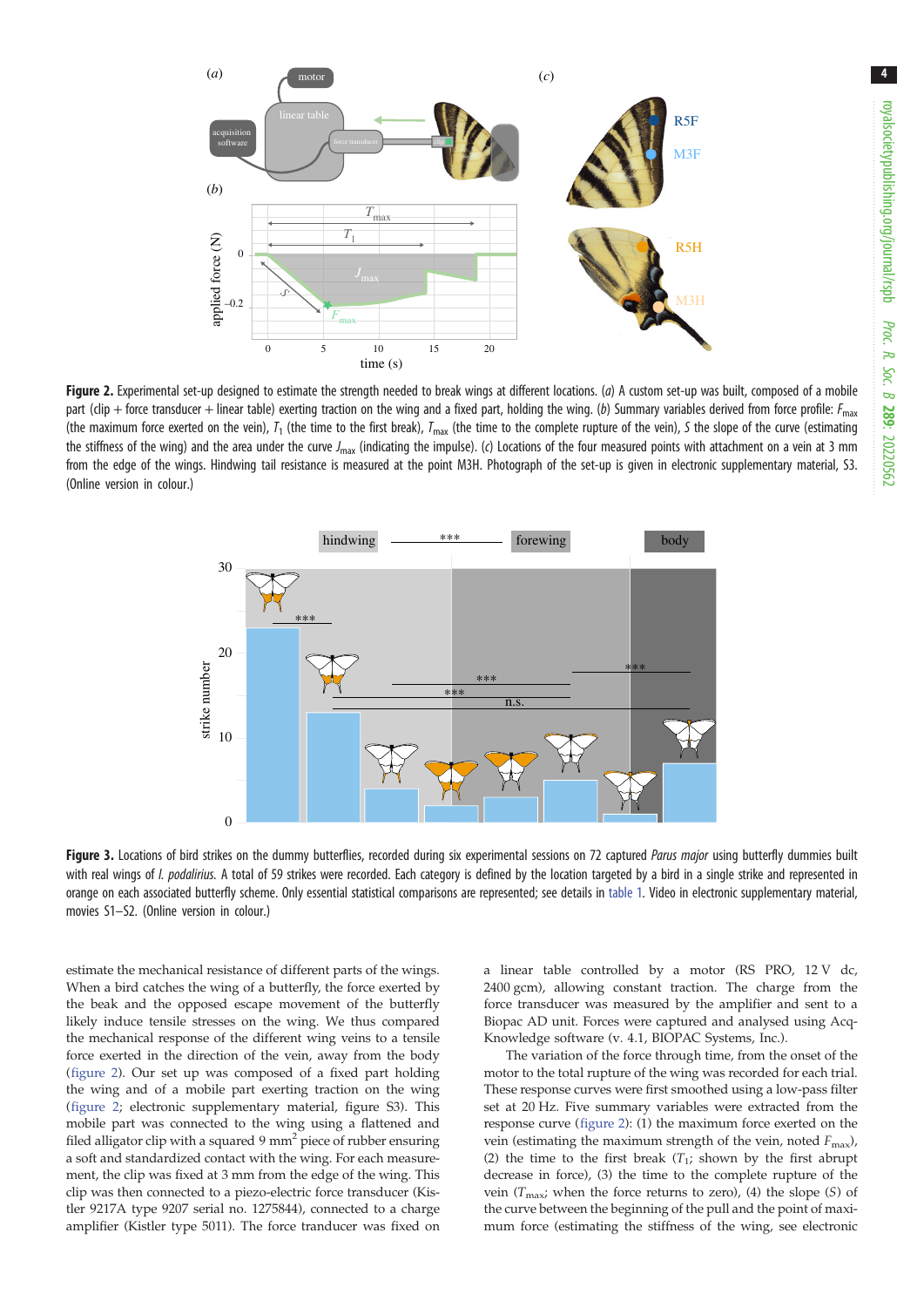**Figure 2.** Experimental set-up designed to estimate the strength needed to break wings at different locations. (*a*) A custom set-up was built, composed of a mobile part (clip + force transducer + linear table) exerting traction on the wing and a fixed part, holding the wing. (*b*) Summary variables derived from force profile: $F_{max}$ (the maximum force exerted on the vein), $T_1$ (the time to the first break), $T_{max}$ (the time to the complete rupture of the vein), *S* the slope of the curve (estimating the stiffness of the wing) and the area under the curve $J_{max}$ (indicating the impulse). (*c*) Locations of the four measured points with attachment on a vein at 3 mm from the edge of the wings. Hindwing tail resistance is measured at the point M3H. Photograph of the set-up is given in electronic supplementary material, S3. (Online version in colour.)

**Figure 3.** Locations of bird strikes on the dummy butterflies, recorded during six experimental sessions on 72 captured *Parus major* using butterfly dummies built with real wings of *I. podalirius*. A total of 59 strikes were recorded. Each category is defined by the location targeted by a bird in a single strike and represented in orange on each associated butterfly scheme. Only essential statistical comparisons are represented; see details in table 1. Video in electronic supplementary material, movies S1–S2. (Online version in colour.)

estimate the mechanical resistance of different parts of the wings. When a bird catches the wing of a butterfly, the force exerted by the beak and the opposed escape movement of the butterfly likely induce tensile stresses on the wing. We thus compared the mechanical response of the different wing veins to a tensile force exerted in the direction of the vein, away from the body (figure 2). Our set up was composed of a fixed part holding the wing and of a mobile part exerting traction on the wing (figure 2; electronic supplementary material, figure S3). This mobile part was connected to the wing using a flattened and filed alligator clip with a squared 9 mm$^2$ piece of rubber ensuring a soft and standardized contact with the wing. For each measurement, the clip was fixed at 3 mm from the edge of the wing. This clip was then connected to a piezo-electric force transducer (Kistler 9217A type 9207 serial no. 1275844), connected to a charge amplifier (Kistler type 5011). The force tranducer was fixed on a linear table controlled by a motor (RS PRO, 12 V dc, 2400 gcm), allowing constant traction. The charge from the force transducer was measured by the amplifier and sent to a Biopac AD unit. Forces were captured and analysed using Acq-Knowledge software (v. 4.1, BIOPAC Systems, Inc.).

The variation of the force through time, from the onset of the motor to the total rupture of the wing was recorded for each trial. These response curves were first smoothed using a low-pass filter set at 20 Hz. Five summary variables were extracted from the response curve (figure 2): (1) the maximum force exerted on the vein (estimating the maximum strength of the vein, noted $F_{max}$), (2) the time to the first break ($T_1$; shown by the first abrupt decrease in force), (3) the time to the complete rupture of the vein ($T_{max}$; when the force returns to zero), (4) the slope (*S*) of the curve between the beginning of the pull and the point of maximum force (estimating the stiffness of the wing, see electronic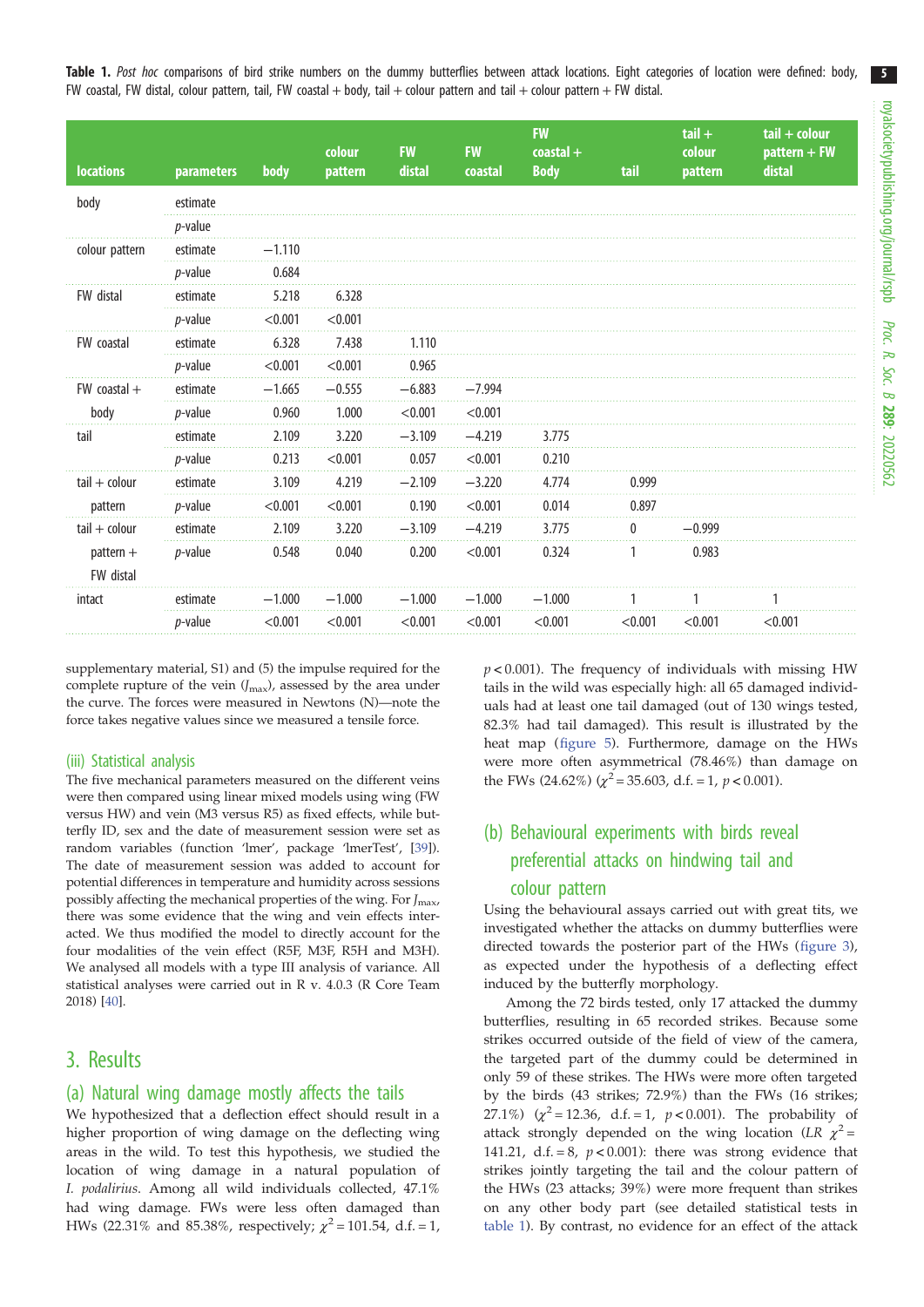**Table 1.** *Post hoc* comparisons of bird strike numbers on the dummy butterflies between attack locations. Eight categories of location were defined: body, FW coastal, FW distal, colour pattern, tail, FW coastal + body, tail + colour pattern and tail + colour pattern + FW distal.

| locations | parameters | body | colour pattern | FW distal | FW coastal | FW coastal + Body | tail | tail + colour pattern | tail + colour pattern + FW distal |
|---|---|---|---|---|---|---|---|---|---|
| body | estimate | | | | | | | | |
| | *p*-value | | | | | | | | |
| colour pattern | estimate | −1.110 | | | | | | | |
| | *p*-value | 0.684 | | | | | | | |
| FW distal | estimate | 5.218 | 6.328 | | | | | | |
| | *p*-value | <0.001 | <0.001 | | | | | | |
| FW coastal | estimate | 6.328 | 7.438 | 1.110 | | | | | |
| | *p*-value | <0.001 | <0.001 | 0.965 | | | | | |
| FW coastal + body | estimate | −1.665 | −0.555 | −6.883 | −7.994 | | | | |
| | *p*-value | 0.960 | 1.000 | <0.001 | <0.001 | | | | |
| tail | estimate | 2.109 | 3.220 | −3.109 | −4.219 | 3.775 | | | |
| | *p*-value | 0.213 | <0.001 | 0.057 | <0.001 | 0.210 | | | |
| tail + colour pattern | estimate | 3.109 | 4.219 | −2.109 | −3.220 | 4.774 | 0.999 | | |
| | *p*-value | <0.001 | <0.001 | 0.190 | <0.001 | 0.014 | 0.897 | | |
| tail + colour pattern + FW distal | estimate | 2.109 | 3.220 | −3.109 | −4.219 | 3.775 | 0 | −0.999 | |
| | *p*-value | 0.548 | 0.040 | 0.200 | <0.001 | 0.324 | 1 | 0.983 | |
| intact | estimate | −1.000 | −1.000 | −1.000 | −1.000 | −1.000 | 1 | 1 | 1 |
| | *p*-value | <0.001 | <0.001 | <0.001 | <0.001 | <0.001 | <0.001 | <0.001 | <0.001 |

supplementary material, S1) and (5) the impulse required for the complete rupture of the vein ($J_{max}$), assessed by the area under the curve. The forces were measured in Newtons (N)—note the force takes negative values since we measured a tensile force.

### (iii) Statistical analysis

The five mechanical parameters measured on the different veins were then compared using linear mixed models using wing (FW versus HW) and vein (M3 versus R5) as fixed effects, while butterfly ID, sex and the date of measurement session were set as random variables (function 'lmer', package 'lmerTest', [39]). The date of measurement session was added to account for potential differences in temperature and humidity across sessions possibly affecting the mechanical properties of the wing. For $J_{max}$, there was some evidence that the wing and vein effects interacted. We thus modified the model to directly account for the four modalities of the vein effect (R5F, M3F, R5H and M3H). We analysed all models with a type III analysis of variance. All statistical analyses were carried out in R v. 4.0.3 (R Core Team 2018) [40].

# 3. Results

## (a) Natural wing damage mostly affects the tails

We hypothesized that a deflection effect should result in a higher proportion of wing damage on the deflecting wing areas in the wild. To test this hypothesis, we studied the location of wing damage in a natural population of *I. podalirius*. Among all individuals collected, 47.1% had wing damage. FWs were less often damaged than HWs (22.31% and 85.38%, respectively; $\chi^2 = 101.54$, d.f. = 1, $p < 0.001$). The frequency of individuals with missing HW tails in the wild was especially high: all 65 damaged individuals had at least one tail damaged (out of 130 wings tested, 82.3% had tail damaged). This result is illustrated by the heat map (figure 5). Furthermore, damage on the HWs were more often asymmetrical (78.46%) than damage on the FWs (24.62%) ($\chi^2 = 35.603$, d.f. = 1, $p < 0.001$).

## (b) Behavioural experiments with birds reveal preferential attacks on hindwing tail and colour pattern

Using the behavioural assays carried out with great tits, we investigated whether the attacks on dummy butterflies were directed towards the posterior part of the HWs (figure 3), as expected under the hypothesis of a deflecting effect induced by the butterfly morphology.

Among the 72 birds tested, only 17 attacked the dummy butterflies, resulting in 65 recorded strikes. Because some strikes occurred outside of the field of view of the camera, the targeted part of the dummy could be determined in only 59 of these strikes. The HWs were more often targeted by the birds (43 strikes; 72.9%) than the FWs (16 strikes; 27.1%) ($\chi^2 = 12.36$, d.f. = 1, $p < 0.001$). The probability of attack strongly depended on the wing location (*LR* $\chi^2 = 141.21$, d.f. = 8, $p < 0.001$): there was strong evidence that strikes jointly targeting the tail and the colour pattern of the HWs (23 attacks; 39%) were more frequent than strikes on any other body part (see detailed statistical tests in table 1). By contrast, no evidence for an effect of the attack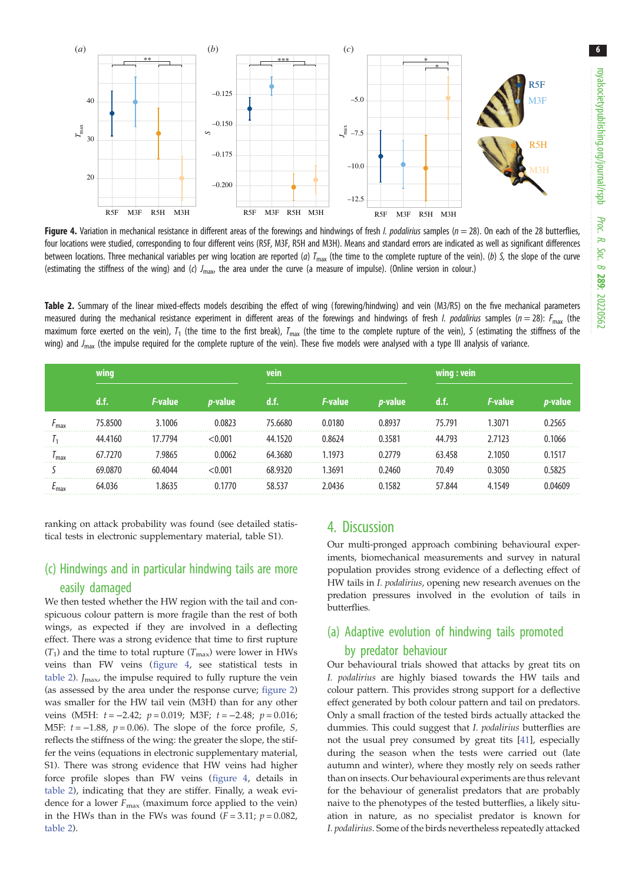**Figure 4.** Variation in mechanical resistance in different areas of the forewings and hindwings of fresh *I. podalirius* samples ($n = 28$). On each of the 28 butterflies, four locations were studied, corresponding to four different veins (R5F, M3F, R5H and M3H). Means and standard errors are indicated as well as significant differences between locations. Three mechanical variables per wing location are reported (*a*) $T_{max}$ (the time to the complete rupture of the vein). (*b*) *S*, the slope of the curve (estimating the stiffness of the wing) and (*c*) $J_{max}$, the area under the curve (a measure of impulse). (Online version in colour.)

**Table 2.** Summary of the linear mixed-effects models describing the effect of wing (forewing/hindwing) and vein (M3/R5) on the five mechanical parameters measured during the mechanical resistance experiment in different areas of the forewings and hindwings of fresh *I. podalirius* samples ($n = 28$): $F_{max}$ (the maximum force exerted on the vein), $T_1$ (the time to the first break), $T_{max}$ (the time to the complete rupture of the vein), *S* (estimating the stiffness of the wing) and $J_{max}$ (the impulse required for the complete rupture of the vein). These five models were analysed with a type III analysis of variance.

| | wing | | | vein | | | wing : vein | | |
|---|---|---|---|---|---|---|---|---|---|
| | d.f. | *F*-value | *p*-value | d.f. | *F*-value | *p*-value | d.f. | *F*-value | *p*-value |
| $F_{max}$ | 75.8500 | 3.1006 | 0.0823 | 75.6680 | 0.0180 | 0.8937 | 75.791 | 1.3071 | 0.2565 |
| $T_1$ | 44.4160 | 17.7794 | <0.001 | 44.1520 | 0.8624 | 0.3581 | 44.793 | 2.7123 | 0.1066 |
| $T_{max}$ | 67.7270 | 7.9865 | 0.0062 | 64.3680 | 1.1973 | 0.2779 | 63.458 | 2.1050 | 0.1517 |
| *S* | 69.0870 | 60.4044 | <0.001 | 68.9320 | 1.3691 | 0.2460 | 70.49 | 0.3050 | 0.5825 |
| $E_{max}$ | 64.036 | 1.8635 | 0.1770 | 58.537 | 2.0436 | 0.1582 | 57.844 | 4.1549 | 0.04609 |

ranking on attack probability was found (see detailed statistical tests in electronic supplementary material, table S1).

## (c) Hindwings and in particular hindwing tails are more easily damaged

We then tested whether the HW region with the tail and conspicuous colour pattern is more fragile than the rest of both wings, as expected if they are involved in a deflecting effect. There was a strong evidence that time to first rupture ($T_1$) and the time to total rupture ($T_{max}$) were lower in HWs veins than FW veins (figure 4, see statistical tests in table 2). $J_{max}$, the impulse required to fully rupture the vein (as assessed by the area under the response curve; figure 2) was smaller for the HW tail vein (M3H) than for any other veins (M5H: $t = -2.42$; $p = 0.019$; M3F: $t = -2.48$; $p = 0.016$; M5F: $t = -1.88$, $p = 0.06$). The slope of the force profile, *S*, reflects the stiffness of the wing: the greater the slope, the stiffer the veins (equations in electronic supplementary material, S1). There was strong evidence that HW veins had higher force profile slopes than FW veins (figure 4, details in table 2), indicating that they are stiffer. Finally, a weak evidence for a lower $F_{max}$ (maximum force applied to the vein) in the HWs than in the FWs was found ($F = 3.11$; $p = 0.082$, table 2).

# 4. Discussion

Our multi-pronged approach combining behavioural experiments, biomechanical measurements and survey in natural population provides strong evidence of a deflecting effect of HW tails in *I. podalirius*, opening new research avenues on the predation pressures involved in the evolution of tails in butterflies.

## (a) Adaptive evolution of hindwing tails promoted by predator behaviour

Our behavioural trials showed that attacks by great tits on *I. podalirius* are highly biased towards the HW tails and colour pattern. This provides strong support for a deflective effect generated by both colour pattern and tail on predators. Only a small fraction of the tested birds actually attacked the dummies. This could suggest that *I. podalirius* butterflies are not the usual prey consumed by great tits [41], especially during the season when the tests were carried out (late autumn and winter), where they mostly rely on seeds rather than on insects. Our behavioural experiments are thus relevant for the behaviour of generalist predators that are probably naive to the phenotypes of the tested butterflies, a likely situation in nature, as no specialist predator is known for *I. podalirius*. Some of the birds nevertheless repeatedly attacked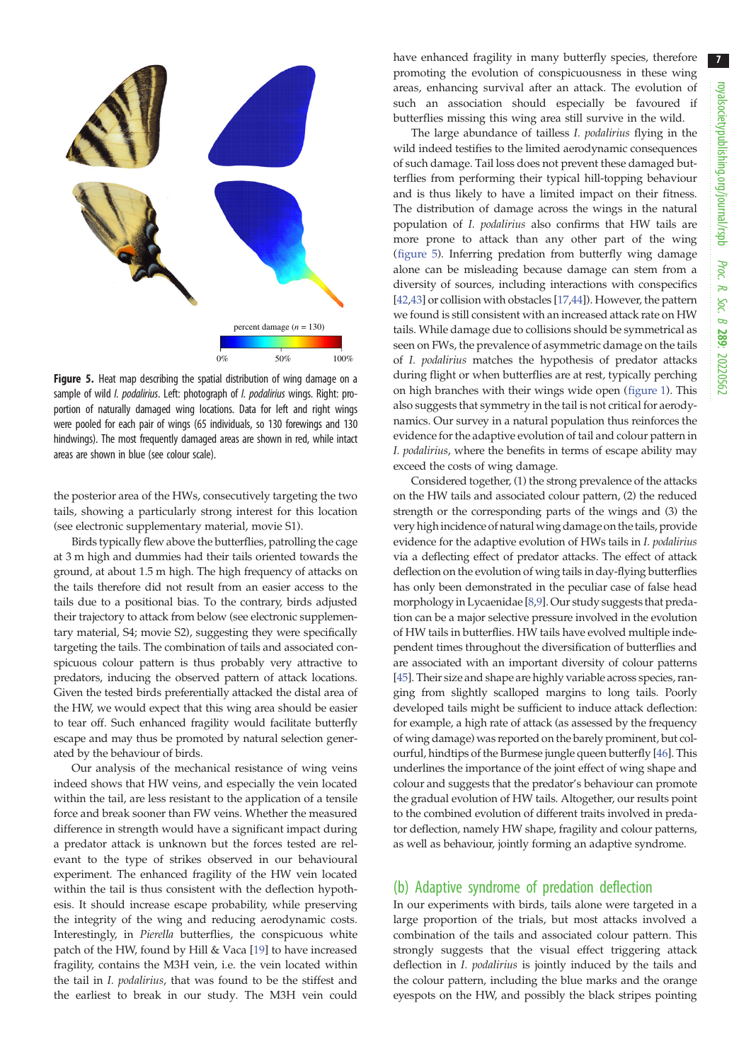percent damage ($n$ = 130)

0% 50% 100%

**Figure 5.** Heat map describing the spatial distribution of wing damage on a sample of wild *I. podalirius*. Left: photograph of *I. podalirius* wings. Right: proportion of naturally damaged wing locations. Data for left and right wings were pooled for each pair of wings (65 individuals, so 130 forewings and 130 hindwings). The most frequently damaged areas are shown in red, while intact areas are shown in blue (see colour scale).

the posterior area of the HWs, consecutively targeting the two tails, showing a particularly strong interest for this location (see electronic supplementary material, movie S1).

Birds typically flew above the butterflies, patrolling the cage at 3 m high and dummies had their tails oriented towards the ground, at about 1.5 m high. The high frequency of attacks on the tails therefore did not result from an easier access to the tails due to a positional bias. To the contrary, birds adjusted their trajectory to attack from below (see electronic supplementary material, S4; movie S2), suggesting they were specifically targeting the tails. The combination of tails and associated conspicuous colour pattern is thus probably very attractive to predators, inducing the observed pattern of attack locations. Given the tested birds preferentially attacked the distal area of the HW, we would expect that this wing area should be easier to tear off. Such enhanced fragility would facilitate butterfly escape and may thus be promoted by natural selection generated by the behaviour of birds.

Our analysis of the mechanical resistance of wing veins indeed shows that HW veins, and especially the vein located within the tail, are less resistant to the application of a tensile force and break sooner than FW veins. Whether the measured difference in strength would have a significant impact during a predator attack is unknown but the forces tested are relevant to the type of strikes observed in our behavioural experiment. The enhanced fragility of the HW vein located within the tail is thus consistent with the deflection hypothesis. It should increase escape probability, while preserving the integrity of the wing and reducing aerodynamic costs. Interestingly, in *Pierella* butterflies, the conspicuous white patch of the HW, found by Hill & Vaca [19] to have increased fragility, contains the M3H vein, i.e. the vein located within the tail in *I. podalirius*, that was found to be the stiffest and the earliest to break in our study. The M3H vein could have enhanced fragility in many butterfly species, therefore promoting the evolution of conspicuousness in these wing areas, enhancing survival after an attack. The evolution of such an association should especially be favoured if butterflies missing this wing area still survive in the wild.

The large abundance of tailless *I. podalirius* flying in the wild indeed testifies to the limited aerodynamic consequences of such damage. Tail loss does not prevent these damaged butterflies from performing their typical hill-topping behaviour and is thus likely to have a limited impact on their fitness. The distribution of damage across the wings in the natural population of *I. podalirius* also confirms that HW tails are more prone to attack than any other part of the wing (figure 5). Inferring predation from butterfly wing damage alone can be misleading because damage can stem from a diversity of sources, including interactions with conspecifics [42,43] or collision with obstacles [17,44]). However, the pattern we found is still consistent with an increased attack rate on HW tails. While damage due to collisions should be symmetrical as seen on FWs, the prevalence of asymmetric damage on the tails of *I. podalirius* matches the hypothesis of predator attacks during flight or when butterflies are at rest, typically perching on high branches with their wings wide open (figure 1). This also suggests that symmetry in the tail is not critical for aerodynamics. Our survey in a natural population thus reinforces the evidence for the adaptive evolution of tail and colour pattern in *I. podalirius*, where the benefits in terms of escape ability may exceed the costs of wing damage.

Considered together, (1) the strong prevalence of the attacks on the HW tails and associated colour pattern, (2) the reduced strength or the corresponding parts of the wings and (3) the very high incidence of natural wing damage on the tails, provide evidence for the adaptive evolution of HWs tails in *I. podalirius* via a deflecting effect of predator attacks. The effect of attack deflection on the evolution of wing tails in day-flying butterflies has only been demonstrated in the peculiar case of false head morphology in Lycaenidae [8,9]. Our study suggests that predation can be a major selective pressure involved in the evolution of HW tails in butterflies. HW tails have evolved multiple independent times throughout the diversification of butterflies and are associated with an important diversity of colour patterns [45]. Their size and shape are highly variable across species, ranging from slightly scalloped margins to long tails. Poorly developed tails might be sufficient to induce attack deflection: for example, a high rate of attack (as assessed by the frequency of wing damage) was reported on the barely prominent, but colourful, hindtips of the Burmese jungle queen butterfly [46]. This underlines the importance of the joint effect of wing shape and colour and suggests that the predator's behaviour can promote the gradual evolution of HW tails. Altogether, our results point to the combined evolution of different traits involved in predator deflection, namely HW shape, fragility and colour patterns, as well as behaviour, jointly forming an adaptive syndrome.

## (b) Adaptive syndrome of predation deflection

In our experiments with birds, tails alone were targeted in a large proportion of the trials, but most attacks involved a combination of the tails and associated colour pattern. This strongly suggests that the visual effect triggering attack deflection in *I. podalirius* is jointly induced by the tails and the colour pattern, including the blue marks and the orange eyespots on the HW, and possibly the black stripes pointing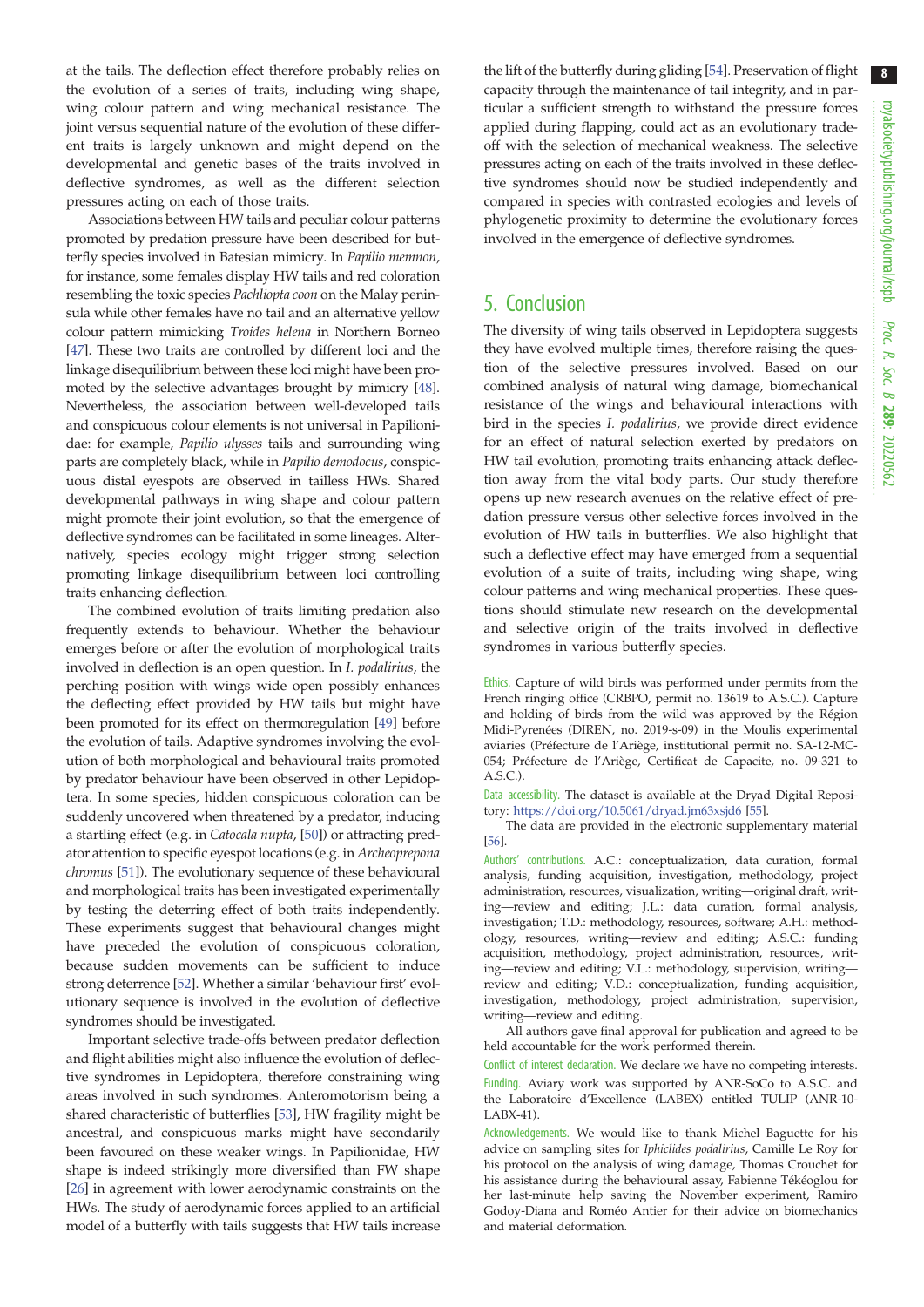at the tails. The deflection effect therefore probably relies on the evolution of a series of traits, including wing shape, wing colour pattern and wing mechanical resistance. The joint versus sequential nature of the evolution of these different traits is largely unknown and might depend on the developmental and genetic bases of the traits involved in deflective syndromes, as well as the different selection pressures acting on each of those traits.

Associations between HW tails and peculiar colour patterns promoted by predation pressure have been described for butterfly species involved in Batesian mimicry. In *Papilio memnon*, for instance, some females display HW tails and red coloration resembling the toxic species *Pachliopta coon* on the Malay peninsula while other females have no tail and an alternative yellow colour pattern mimicking *Troides helena* in Northern Borneo [47]. These two traits are controlled by different loci and the linkage disequilibrium between these loci might have been promoted by the selective advantages brought by mimicry [48]. Nevertheless, the association between well-developed tails and conspicuous colour elements is not universal in Papilionidae: for example, *Papilio ulysses* tails and surrounding wing parts are completely black, while in *Papilio demodocus*, conspicuous distal eyespots are observed in tailless HWs. Shared developmental pathways in wing shape and colour pattern might promote their joint evolution, so that the emergence of deflective syndromes can be facilitated in some lineages. Alternatively, species ecology might trigger strong selection promoting linkage disequilibrium between loci controlling traits enhancing deflection.

The combined evolution of traits limiting predation also frequently extends to behaviour. Whether the behaviour emerges before or after the evolution of morphological traits involved in deflection is an open question. In *I. podalirius*, the perching position with wings wide open possibly enhances the deflecting effect provided by HW tails but might have been promoted for its effect on thermoregulation [49] before the evolution of tails. Adaptive syndromes involving the evolution of both morphological and behavioural traits promoted by predator behaviour have been observed in other Lepidoptera. In some species, hidden conspicuous coloration can be suddenly uncovered when threatened by a predator, inducing a startling effect (e.g. in *Catocala nupta*, [50]) or attracting predator attention to specific eyespot locations (e.g. in *Archeoprepona chromus* [51]). The evolutionary sequence of these behavioural and morphological traits has been investigated experimentally by testing the deterring effect of both traits independently. These experiments suggest that behavioural changes might have preceded the evolution of conspicuous coloration, because sudden movements can be sufficient to induce strong deterrence [52]. Whether a similar 'behaviour first' evolutionary sequence is involved in the evolution of deflective syndromes should be investigated.

Important selective trade-offs between predator deflection and flight abilities might also influence the evolution of deflective syndromes in Lepidoptera, therefore constraining wing areas involved in such syndromes. Anteromotorism being a shared characteristic of butterflies [53], HW fragility might be ancestral, and conspicuous marks might have secondarily been favoured on these weaker wings. In Papilionidae, HW shape is indeed strikingly more diversified than FW shape [26] in agreement with lower aerodynamic constraints on the HWs. The study of aerodynamic forces applied to an artificial model of a butterfly with tails suggests that HW tails increase the lift of the butterfly during gliding [54]. Preservation of flight capacity through the maintenance of tail integrity, and in particular a sufficient strength to withstand the pressure forces applied during flapping, could act as an evolutionary trade-off with the selection of mechanical weakness. The selective pressures acting on each of the traits involved in these deflective syndromes should now be studied independently and compared in species with contrasted ecologies and levels of phylogenetic proximity to determine the evolutionary forces involved in the emergence of deflective syndromes.

## 5. Conclusion

The diversity of wing tails observed in Lepidoptera suggests they have evolved multiple times, therefore raising the question of the selective pressures involved. Based on our combined analysis of natural wing damage, biomechanical resistance of the wings and behavioural interactions with bird in the species *I. podalirius*, we provide direct evidence for an effect of natural selection exerted by predators on HW tail evolution, promoting traits enhancing attack deflection away from the vital body parts. Our study therefore opens up new research avenues on the relative effect of predation pressure versus other selective forces involved in the evolution of HW tails in butterflies. We also highlight that such a deflective effect may have emerged from a sequential evolution of a suite of traits, including wing shape, wing colour patterns and wing mechanical properties. These questions should stimulate new research on the developmental and selective origin of the traits involved in deflective syndromes in various butterfly species.

Ethics. Capture of wild birds was performed under permits from the French ringing office (CRBPO, permit no. 13619 to A.S.C.). Capture and holding of birds from the wild was approved by the Région Midi-Pyrenées (DIREN, no. 2019-s-09) in the Moulis experimental aviaries (Préfecture de l'Ariège, institutional permit no. SA-12-MC-054; Préfecture de l'Ariège, Certificat de Capacite, no. 09-321 to A.S.C.).

Data accessibility. The dataset is available at the Dryad Digital Repository: https://doi.org/10.5061/dryad.jm63xsjd6 [55].

The data are provided in the electronic supplementary material [56].

Authors' contributions. A.C.: conceptualization, data curation, formal analysis, funding acquisition, investigation, methodology, project administration, resources, visualization, writing—original draft, writing—review and editing; J.L.: data curation, formal analysis, investigation; T.D.: methodology, resources, software; A.H.: methodology, resources, writing—review and editing; A.S.C.: funding acquisition, methodology, project administration, resources, writing—review and editing; V.L.: methodology, supervision, writing—review and editing; V.D.: conceptualization, funding acquisition, investigation, methodology, project administration, supervision, writing—review and editing.

All authors gave final approval for publication and agreed to be held accountable for the work performed therein.

Conflict of interest declaration. We declare we have no competing interests.

Funding. Aviary work was supported by ANR-SoCo to A.S.C. and the Laboratoire d'Excellence (LABEX) entitled TULIP (ANR-10-LABX-41).

Acknowledgements. We would like to thank Michel Baguette for his advice on sampling sites for *Iphiclides podalirius*, Camille Le Roy for his protocol on the analysis of wing damage, Thomas Crouchet for his assistance during the behavioural assay, Fabienne Tékéoglou for her last-minute help saving the November experiment, Ramiro Godoy-Diana and Roméo Antier for their advice on biomechanics and material deformation.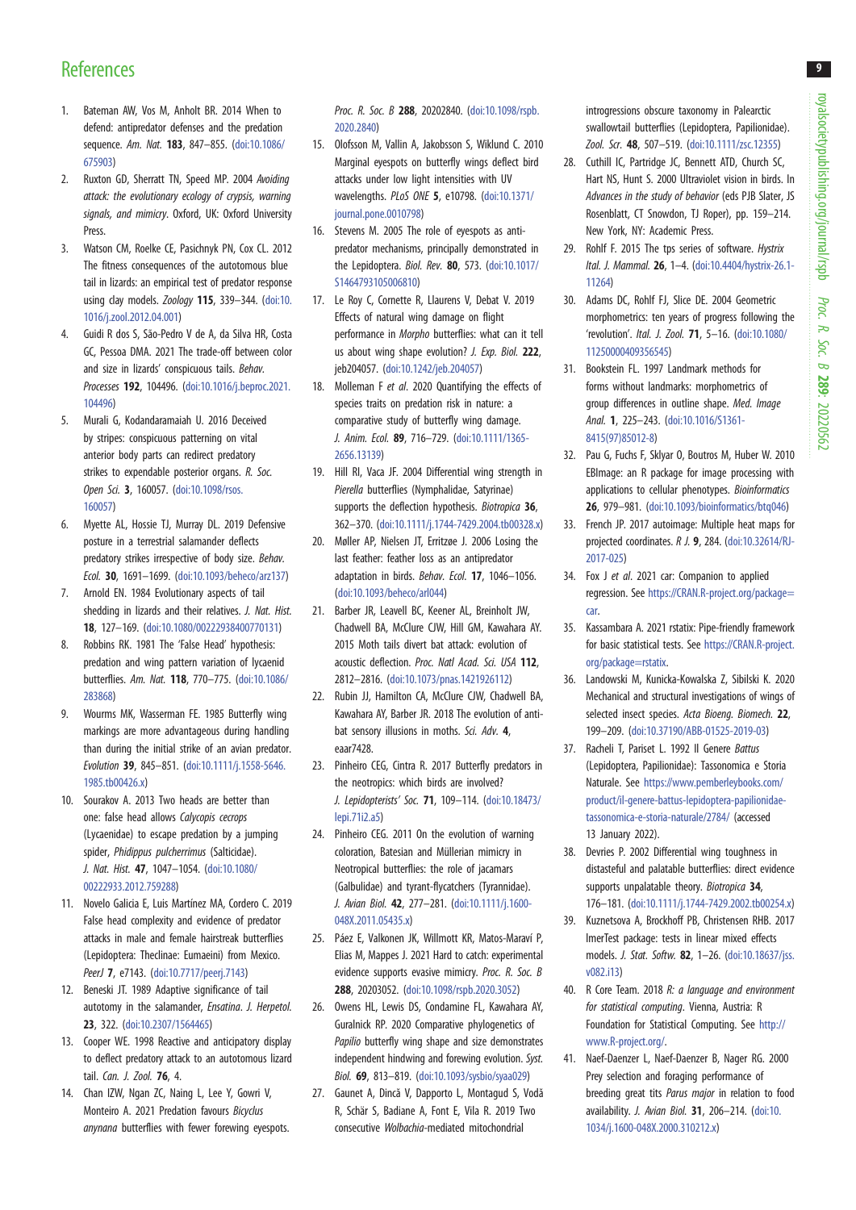# References

1. Bateman AW, Vos M, Anholt BR. 2014 When to defend: antipredator defenses and the predation sequence. *Am. Nat.* **183**, 847–855. (doi:10.1086/675903)
2. Ruxton GD, Sherratt TN, Speed MP. 2004 *Avoiding attack: the evolutionary ecology of crypsis, warning signals, and mimicry*. Oxford, UK: Oxford University Press.
3. Watson CM, Roelke CE, Pasichnyk PN, Cox CL. 2012 The fitness consequences of the autotomous blue tail in lizards: an empirical test of predator response using clay models. *Zoology* **115**, 339–344. (doi:10.1016/j.zool.2012.04.001)
4. Guidi R dos S, São-Pedro V de A, da Silva HR, Costa GC, Pessoa DMA. 2021 The trade-off between color and size in lizards' conspicuous tails. *Behav. Processes* **192**, 104496. (doi:10.1016/j.beproc.2021.104496)
5. Murali G, Kodandaramaiah U. 2016 Deceived by stripes: conspicuous patterning on vital anterior body parts can redirect predatory strikes to expendable posterior organs. *R. Soc. Open Sci.* **3**, 160057. (doi:10.1098/rsos.160057)
6. Myette AL, Hossie TJ, Murray DL. 2019 Defensive posture in a terrestrial salamander deflects predatory strikes irrespective of body size. *Behav. Ecol.* **30**, 1691–1699. (doi:10.1093/beheco/arz137)
7. Arnold EN. 1984 Evolutionary aspects of tail shedding in lizards and their relatives. *J. Nat. Hist.* **18**, 127–169. (doi:10.1080/00222938400770131)
8. Robbins RK. 1981 The 'False Head' hypothesis: predation and wing pattern variation of lycaenid butterflies. *Am. Nat.* **118**, 770–775. (doi:10.1086/283868)
9. Wourms MK, Wasserman FE. 1985 Butterfly wing markings are more advantageous during handling than during the initial strike of an avian predator. *Evolution* **39**, 845–851. (doi:10.1111/j.1558-5646.1985.tb00426.x)
10. Sourakov A. 2013 Two heads are better than one: false head allows *Calycopis cecrops* (Lycaenidae) to escape predation by a jumping spider, *Phidippus pulcherrimus* (Salticidae). *J. Nat. Hist.* **47**, 1047–1054. (doi:10.1080/00222933.2012.759288)
11. Novelo Galicia E, Luis Martínez MA, Cordero C. 2019 False head complexity and evidence of predator attacks in male and female hairstreak butterflies (Lepidoptera: Theclinae: Eumaeini) from Mexico. *PeerJ* **7**, e7143. (doi:10.7717/peerj.7143)
12. Beneski JT. 1989 Adaptive significance of tail autotomy in the salamander, *Ensatina*. *J. Herpetol.* **23**, 322. (doi:10.2307/1564465)
13. Cooper WE. 1998 Reactive and anticipatory display to deflect predatory attack to an autotomous lizard tail. *Can. J. Zool.* **76**, 4.
14. Chan IZW, Ngan ZC, Naing L, Lee Y, Gowri V, Monteiro A. 2021 Predation favours *Bicyclus anynana* butterflies with fewer forewing eyespots. *Proc. R. Soc. B* **288**, 20202840. (doi:10.1098/rspb.2020.2840)
15. Olofsson M, Vallin A, Jakobsson S, Wiklund C. 2010 Marginal eyespots on butterfly wings deflect bird attacks under low light intensities with UV wavelengths. *PLoS ONE* **5**, e10798. (doi:10.1371/journal.pone.0010798)
16. Stevens M. 2005 The role of eyespots as anti-predator mechanisms, principally demonstrated in the Lepidoptera. *Biol. Rev.* **80**, 573. (doi:10.1017/S1464793105006810)
17. Le Roy C, Cornette R, Llaurens V, Debat V. 2019 Effects of natural wing damage on flight performance in *Morpho* butterflies: what can it tell us about wing shape evolution? *J. Exp. Biol.* **222**, jeb204057. (doi:10.1242/jeb.204057)
18. Molleman F *et al*. 2020 Quantifying the effects of species traits on predation risk in nature: a comparative study of butterfly wing damage. *J. Anim. Ecol.* **89**, 716–729. (doi:10.1111/1365-2656.13139)
19. Hill RI, Vaca JF. 2004 Differential wing strength in *Pierella* butterflies (Nymphalidae, Satyrinae) supports the deflection hypothesis. *Biotropica* **36**, 362–370. (doi:10.1111/j.1744-7429.2004.tb00328.x)
20. Møller AP, Nielsen JT, Erritzøe J. 2006 Losing the last feather: feather loss as an antipredator adaptation in birds. *Behav. Ecol.* **17**, 1046–1056. (doi:10.1093/beheco/arl044)
21. Barber JR, Leavell BC, Keener AL, Breinholt JW, Chadwell BA, McClure CJW, Hill GM, Kawahara AY. 2015 Moth tails divert bat attack: evolution of acoustic deflection. *Proc. Natl Acad. Sci. USA* **112**, 2812–2816. (doi:10.1073/pnas.1421926112)
22. Rubin JJ, Hamilton CA, McClure CJW, Chadwell BA, Kawahara AY, Barber JR. 2018 The evolution of anti-bat sensory illusions in moths. *Sci. Adv.* **4**, eaar7428.
23. Pinheiro CEG, Cintra R. 2017 Butterfly predators in the neotropics: which birds are involved? *J. Lepidopterists' Soc.* **71**, 109–114. (doi:10.18473/lepi.71i2.a5)
24. Pinheiro CEG. 2011 On the evolution of warning coloration, Batesian and Müllerian mimicry in Neotropical butterflies: the role of jacamars (Galbulidae) and tyrant-flycatchers (Tyrannidae). *J. Avian Biol.* **42**, 277–281. (doi:10.1111/j.1600-048X.2011.05435.x)
25. Páez E, Valkonen JK, Willmott KR, Matos-Maraví P, Elias M, Mappes J. 2021 Hard to catch: experimental evidence supports evasive mimicry. *Proc. R. Soc. B* **288**, 20203052. (doi:10.1098/rspb.2020.3052)
26. Owens HL, Lewis DS, Condamine FL, Kawahara AY, Guralnick RP. 2020 Comparative phylogenetics of *Papilio* butterfly wing shape and size demonstrates independent hindwing and forewing evolution. *Syst. Biol.* **69**, 813–819. (doi:10.1093/sysbio/syaa029)
27. Gaunet A, Dincă V, Dapporto L, Montagud S, Vodă R, Schär S, Badiane A, Font E, Vila R. 2019 Two consecutive *Wolbachia*-mediated mitochondrial introgressions obscure taxonomy in Palearctic swallowtail butterflies (Lepidoptera, Papilionidae). *Zool. Scr.* **48**, 507–519. (doi:10.1111/zsc.12355)
28. Cuthill IC, Partridge JC, Bennett ATD, Church SC, Hart NS, Hunt S. 2000 Ultraviolet vision in birds. In *Advances in the study of behavior* (eds PJB Slater, JS Rosenblatt, CT Snowdon, TJ Roper), pp. 159–214. New York, NY: Academic Press.
29. Rohlf F. 2015 The tps series of software. *Hystrix Ital. J. Mammal.* **26**, 1–4. (doi:10.4404/hystrix-26.1-11264)
30. Adams DC, Rohlf FJ, Slice DE. 2004 Geometric morphometrics: ten years of progress following the 'revolution'. *Ital. J. Zool.* **71**, 5–16. (doi:10.1080/11250000409356545)
31. Bookstein FL. 1997 Landmark methods for forms without landmarks: morphometrics of group differences in outline shape. *Med. Image Anal.* **1**, 225–243. (doi:10.1016/S1361-8415(97)85012-8)
32. Pau G, Fuchs F, Sklyar O, Boutros M, Huber W. 2010 EBImage: an R package for image processing with applications to cellular phenotypes. *Bioinformatics* **26**, 979–981. (doi:10.1093/bioinformatics/btq046)
33. French JP. 2017 autoimage: Multiple heat maps for projected coordinates. *R J.* **9**, 284. (doi:10.32614/RJ-2017-025)
34. Fox J *et al*. 2021 car: Companion to applied regression. See https://CRAN.R-project.org/package=car.
35. Kassambara A. 2021 rstatix: Pipe-friendly framework for basic statistical tests. See https://CRAN.R-project.org/package=rstatix.
36. Landowski M, Kunicka-Kowalska Z, Sibilski K. 2020 Mechanical and structural investigations of wings of selected insect species. *Acta Bioeng. Biomech.* **22**, 199–209. (doi:10.37190/ABB-01525-2019-03)
37. Racheli T, Pariset L. 1992 Il Genere *Battus* (Lepidoptera, Papilionidae): Tassonomica e Storia Naturale. See https://www.pemberleybooks.com/product/il-genere-battus-lepidoptera-papilionidae-tassonomica-e-storia-naturale/2784/ (accessed 13 January 2022).
38. Devries P. 2002 Differential wing toughness in distasteful and palatable butterflies: direct evidence supports unpalatable theory. *Biotropica* **34**, 176–181. (doi:10.1111/j.1744-7429.2002.tb00254.x)
39. Kuznetsova A, Brockhoff PB, Christensen RHB. 2017 lmerTest package: tests in linear mixed effects models. *J. Stat. Softw.* **82**, 1–26. (doi:10.18637/jss.v082.i13)
40. R Core Team. 2018 *R: a language and environment for statistical computing*. Vienna, Austria: R Foundation for Statistical Computing. See http://www.R-project.org/.
41. Naef-Daenzer L, Naef-Daenzer B, Nager RG. 2000 Prey selection and foraging performance of breeding great tits *Parus major* in relation to food availability. *J. Avian Biol.* **31**, 206–214. (doi:10.1034/j.1600-048X.2000.310212.x)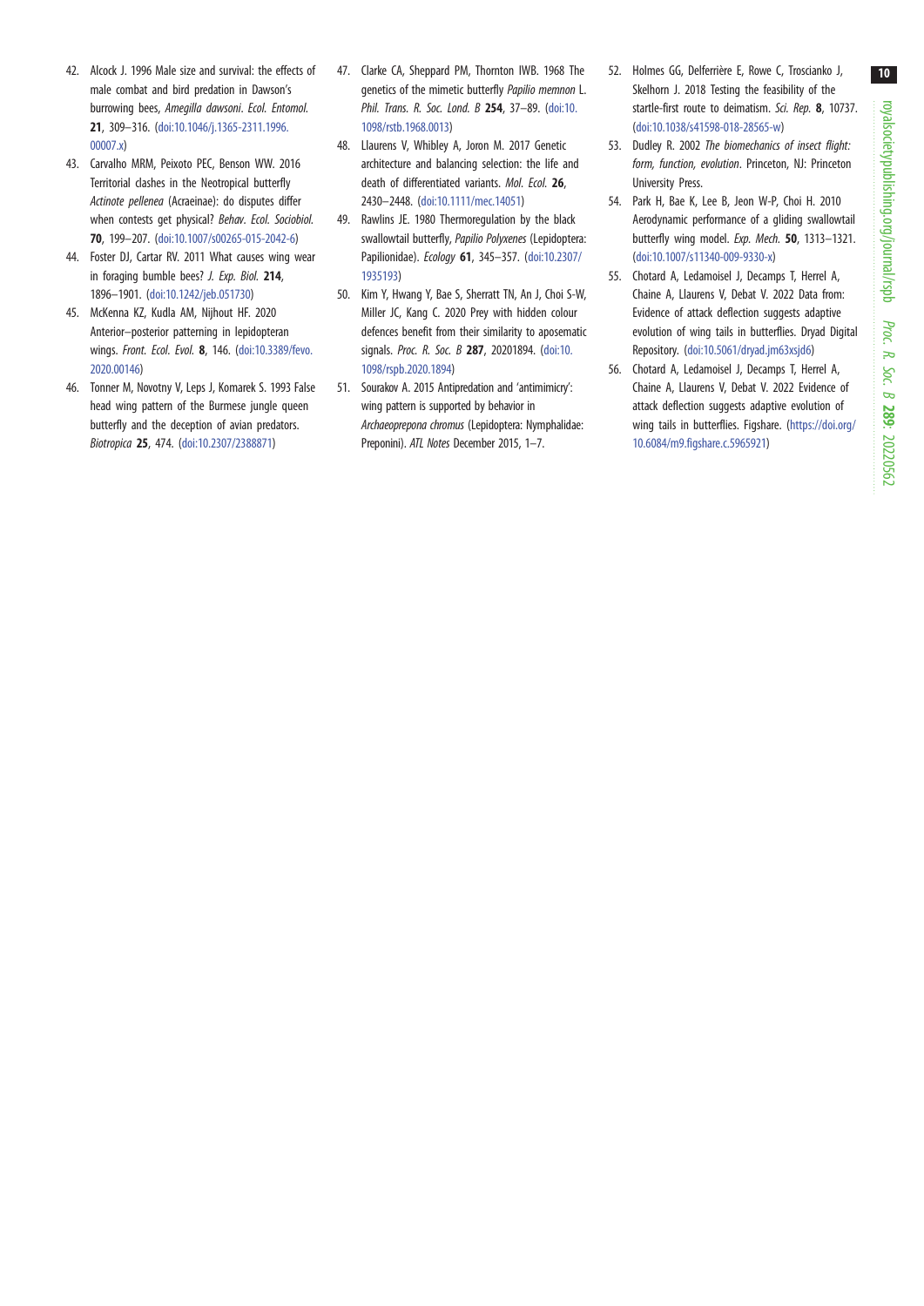42. Alcock J. 1996 Male size and survival: the effects of male combat and bird predation in Dawson's burrowing bees, *Amegilla dawsoni*. *Ecol. Entomol.* **21**, 309–316. (doi:10.1046/j.1365-2311.1996.00007.x)
43. Carvalho MRM, Peixoto PEC, Benson WW. 2016 Territorial clashes in the Neotropical butterfly *Actinote pellenea* (Acraeinae): do disputes differ when contests get physical? *Behav. Ecol. Sociobiol.* **70**, 199–207. (doi:10.1007/s00265-015-2042-6)
44. Foster DJ, Cartar RV. 2011 What causes wing wear in foraging bumble bees? *J. Exp. Biol.* **214**, 1896–1901. (doi:10.1242/jeb.051730)
45. McKenna KZ, Kudla AM, Nijhout HF. 2020 Anterior–posterior patterning in lepidopteran wings. *Front. Ecol. Evol.* **8**, 146. (doi:10.3389/fevo.2020.00146)
46. Tonner M, Novotny V, Leps J, Komarek S. 1993 False head wing pattern of the Burmese jungle queen butterfly and the deception of avian predators. *Biotropica* **25**, 474. (doi:10.2307/2388871)
47. Clarke CA, Sheppard PM, Thornton IWB. 1968 The genetics of the mimetic butterfly *Papilio memnon* L. *Phil. Trans. R. Soc. Lond. B* **254**, 37–89. (doi:10.1098/rstb.1968.0013)
48. Llaurens V, Whibley A, Joron M. 2017 Genetic architecture and balancing selection: the life and death of differentiated variants. *Mol. Ecol.* **26**, 2430–2448. (doi:10.1111/mec.14051)
49. Rawlins JE. 1980 Thermoregulation by the black swallowtail butterfly, *Papilio Polyxenes* (Lepidoptera: Papilionidae). *Ecology* **61**, 345–357. (doi:10.2307/1935193)
50. Kim Y, Hwang Y, Bae S, Sherratt TN, An J, Choi S-W, Miller JC, Kang C. 2020 Prey with hidden colour defences benefit from their similarity to aposematic signals. *Proc. R. Soc. B* **287**, 20201894. (doi:10.1098/rspb.2020.1894)
51. Sourakov A. 2015 Antipredation and 'antimimicry': wing pattern is supported by behavior in *Archaeoprepona chromus* (Lepidoptera: Nymphalidae: Preponini). *ATL Notes* December 2015, 1–7.
52. Holmes GG, Delferrière E, Rowe C, Troscianko J, Skelhorn J. 2018 Testing the feasibility of the startle-first route to deimatism. *Sci. Rep.* **8**, 10737. (doi:10.1038/s41598-018-28565-w)
53. Dudley R. 2002 *The biomechanics of insect flight: form, function, evolution*. Princeton, NJ: Princeton University Press.
54. Park H, Bae K, Lee B, Jeon W-P, Choi H. 2010 Aerodynamic performance of a gliding swallowtail butterfly wing model. *Exp. Mech.* **50**, 1313–1321. (doi:10.1007/s11340-009-9330-x)
55. Chotard A, Ledamoisel J, Decamps T, Herrel A, Chaine A, Llaurens V, Debat V. 2022 Data from: Evidence of attack deflection suggests adaptive evolution of wing tails in butterflies. Dryad Digital Repository. (doi:10.5061/dryad.jm63xsjd6)
56. Chotard A, Ledamoisel J, Decamps T, Herrel A, Chaine A, Llaurens V, Debat V. 2022 Evidence of attack deflection suggests adaptive evolution of wing tails in butterflies. Figshare. (https://doi.org/10.6084/m9.figshare.c.5965921)